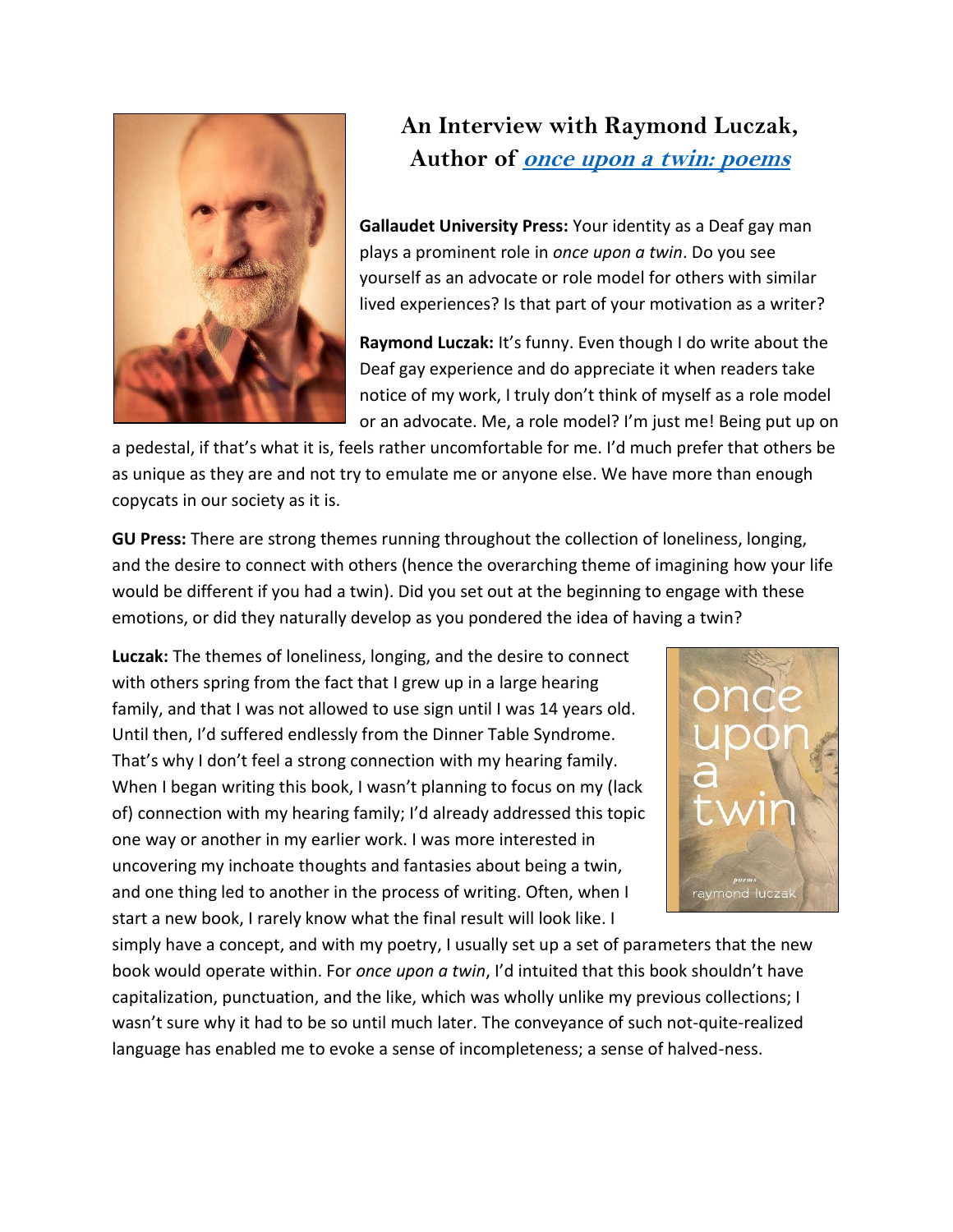# An Interview with Raymond Luczak, Author of *once upon a twin: poems*

**Gallaudet University Press:** Your identity as a Deaf gay man plays a prominent role in *once upon a twin*. Do you see yourself as an advocate or role model for others with similar lived experiences? Is that part of your motivation as a writer?

**Raymond Luczak:** It's funny. Even though I do write about the Deaf gay experience and do appreciate it when readers take notice of my work, I truly don't think of myself as a role model or an advocate. Me, a role model? I'm just me! Being put up on a pedestal, if that's what it is, feels rather uncomfortable for me. I'd much prefer that others be as unique as they are and not try to emulate me or anyone else. We have more than enough copycats in our society as it is.

**GU Press:** There are strong themes running throughout the collection of loneliness, longing, and the desire to connect with others (hence the overarching theme of imagining how your life would be different if you had a twin). Did you set out at the beginning to engage with these emotions, or did they naturally develop as you pondered the idea of having a twin?

**Luczak:** The themes of loneliness, longing, and the desire to connect with others spring from the fact that I grew up in a large hearing family, and that I was not allowed to use sign until I was 14 years old. Until then, I'd suffered endlessly from the Dinner Table Syndrome. That's why I don't feel a strong connection with my hearing family. When I began writing this book, I wasn't planning to focus on my (lack of) connection with my hearing family; I'd already addressed this topic one way or another in my earlier work. I was more interested in uncovering my inchoate thoughts and fantasies about being a twin, and one thing led to another in the process of writing. Often, when I start a new book, I rarely know what the final result will look like. I simply have a concept, and with my poetry, I usually set up a set of parameters that the new book would operate within. For *once upon a twin*, I'd intuited that this book shouldn't have capitalization, punctuation, and the like, which was wholly unlike my previous collections; I wasn't sure why it had to be so until much later. The conveyance of such not-quite-realized language has enabled me to evoke a sense of incompleteness; a sense of halved-ness.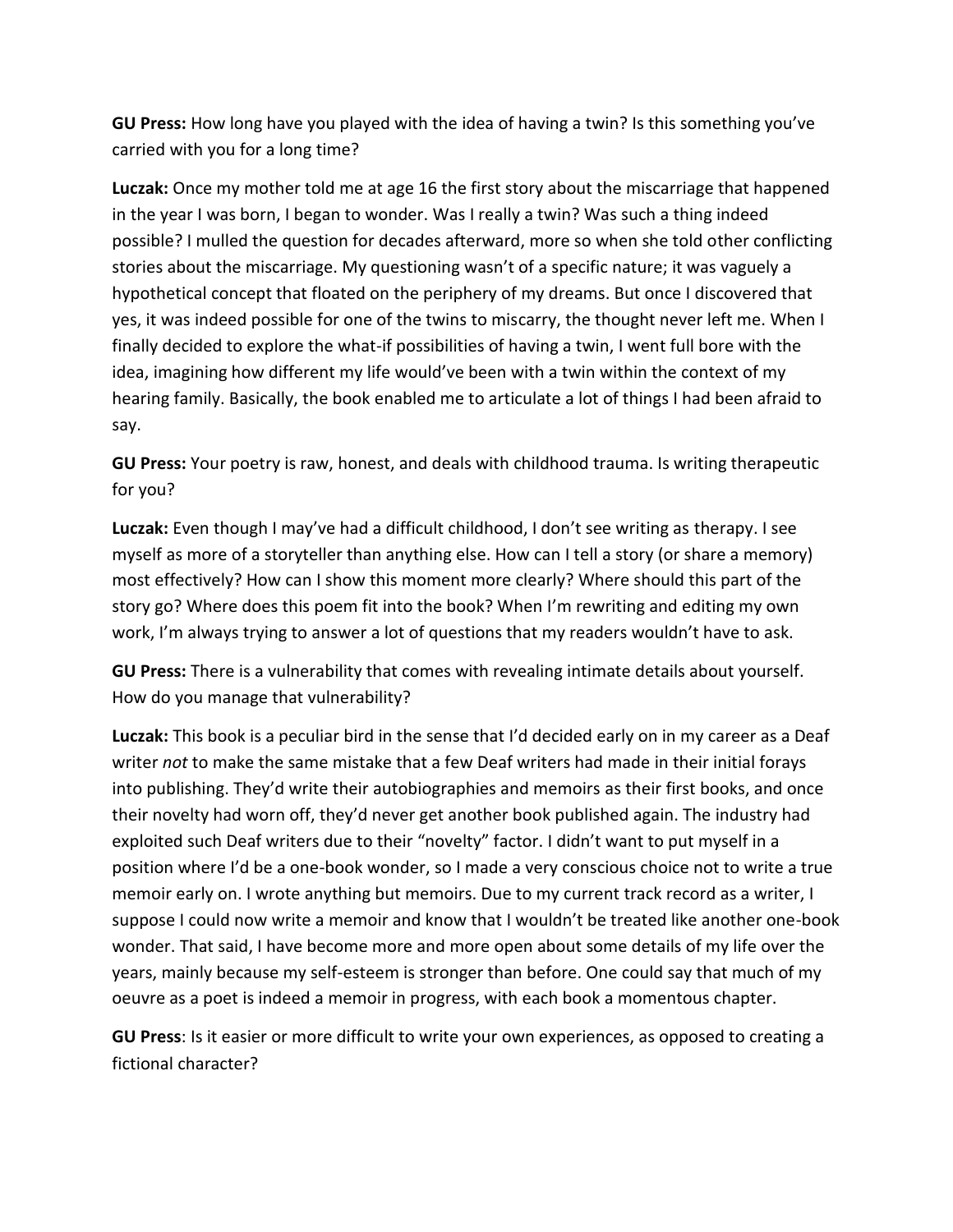**GU Press:** How long have you played with the idea of having a twin? Is this something you've carried with you for a long time?

**Luczak:** Once my mother told me at age 16 the first story about the miscarriage that happened in the year I was born, I began to wonder. Was I really a twin? Was such a thing indeed possible? I mulled the question for decades afterward, more so when she told other conflicting stories about the miscarriage. My questioning wasn't of a specific nature; it was vaguely a hypothetical concept that floated on the periphery of my dreams. But once I discovered that yes, it was indeed possible for one of the twins to miscarry, the thought never left me. When I finally decided to explore the what-if possibilities of having a twin, I went full bore with the idea, imagining how different my life would've been with a twin within the context of my hearing family. Basically, the book enabled me to articulate a lot of things I had been afraid to say.

**GU Press:** Your poetry is raw, honest, and deals with childhood trauma. Is writing therapeutic for you?

**Luczak:** Even though I may've had a difficult childhood, I don't see writing as therapy. I see myself as more of a storyteller than anything else. How can I tell a story (or share a memory) most effectively? How can I show this moment more clearly? Where should this part of the story go? Where does this poem fit into the book? When I'm rewriting and editing my own work, I'm always trying to answer a lot of questions that my readers wouldn't have to ask.

**GU Press:** There is a vulnerability that comes with revealing intimate details about yourself. How do you manage that vulnerability?

**Luczak:** This book is a peculiar bird in the sense that I'd decided early on in my career as a Deaf writer *not* to make the same mistake that a few Deaf writers had made in their initial forays into publishing. They'd write their autobiographies and memoirs as their first books, and once their novelty had worn off, they'd never get another book published again. The industry had exploited such Deaf writers due to their "novelty" factor. I didn't want to put myself in a position where I'd be a one-book wonder, so I made a very conscious choice not to write a true memoir early on. I wrote anything but memoirs. Due to my current track record as a writer, I suppose I could now write a memoir and know that I wouldn't be treated like another one-book wonder. That said, I have become more and more open about some details of my life over the years, mainly because my self-esteem is stronger than before. One could say that much of my oeuvre as a poet is indeed a memoir in progress, with each book a momentous chapter.

**GU Press**: Is it easier or more difficult to write your own experiences, as opposed to creating a fictional character?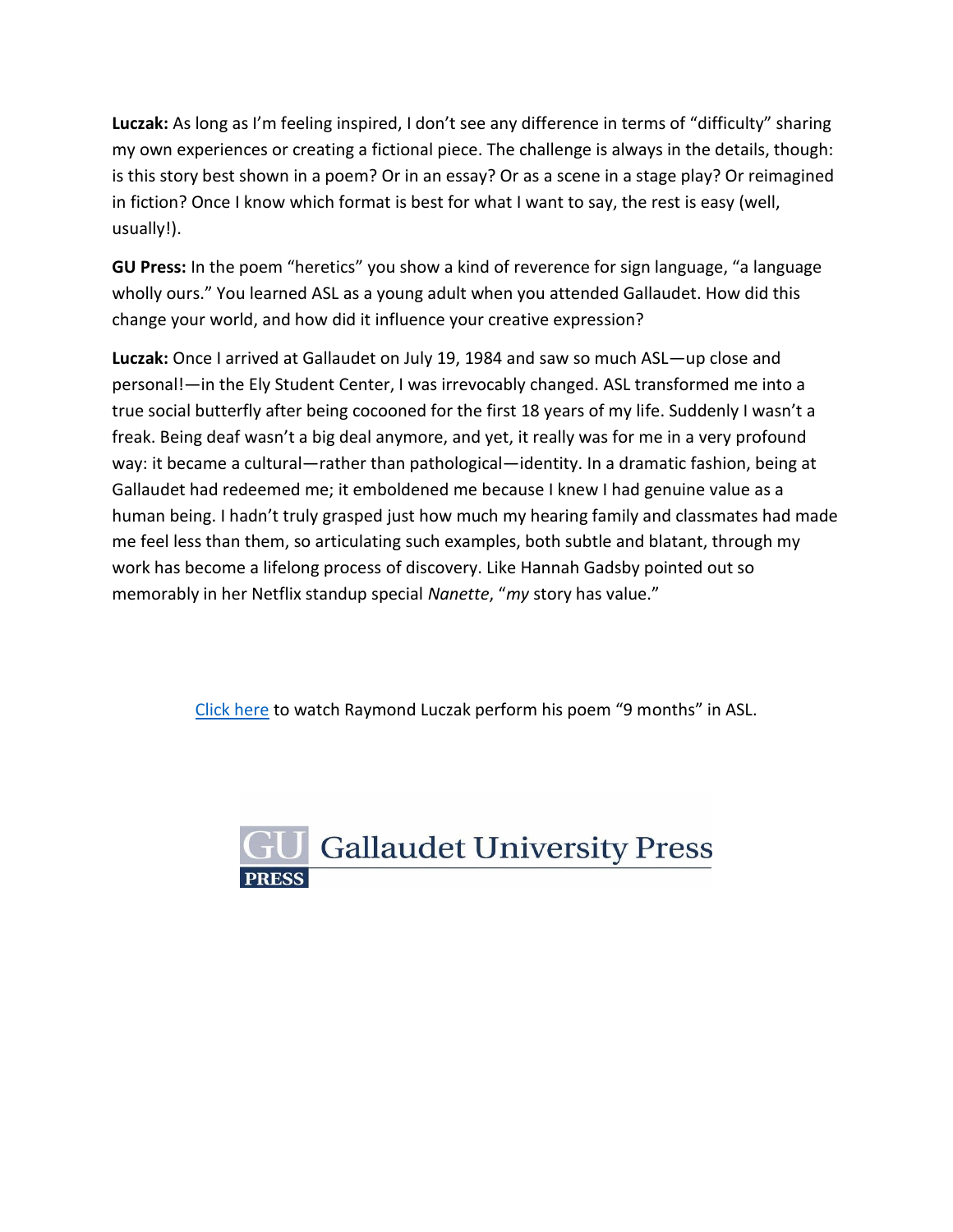**Luczak:** As long as I'm feeling inspired, I don't see any difference in terms of "difficulty" sharing my own experiences or creating a fictional piece. The challenge is always in the details, though: is this story best shown in a poem? Or in an essay? Or as a scene in a stage play? Or reimagined in fiction? Once I know which format is best for what I want to say, the rest is easy (well, usually!).

**GU Press:** In the poem "heretics" you show a kind of reverence for sign language, "a language wholly ours." You learned ASL as a young adult when you attended Gallaudet. How did this change your world, and how did it influence your creative expression?

**Luczak:** Once I arrived at Gallaudet on July 19, 1984 and saw so much ASL—up close and personal!—in the Ely Student Center, I was irrevocably changed. ASL transformed me into a true social butterfly after being cocooned for the first 18 years of my life. Suddenly I wasn't a freak. Being deaf wasn't a big deal anymore, and yet, it really was for me in a very profound way: it became a cultural—rather than pathological—identity. In a dramatic fashion, being at Gallaudet had redeemed me; it emboldened me because I knew I had genuine value as a human being. I hadn't truly grasped just how much my hearing family and classmates had made me feel less than them, so articulating such examples, both subtle and blatant, through my work has become a lifelong process of discovery. Like Hannah Gadsby pointed out so memorably in her Netflix standup special *Nanette*, "*my* story has value."

Click here to watch Raymond Luczak perform his poem "9 months" in ASL.

GU PRESS Gallaudet University Press